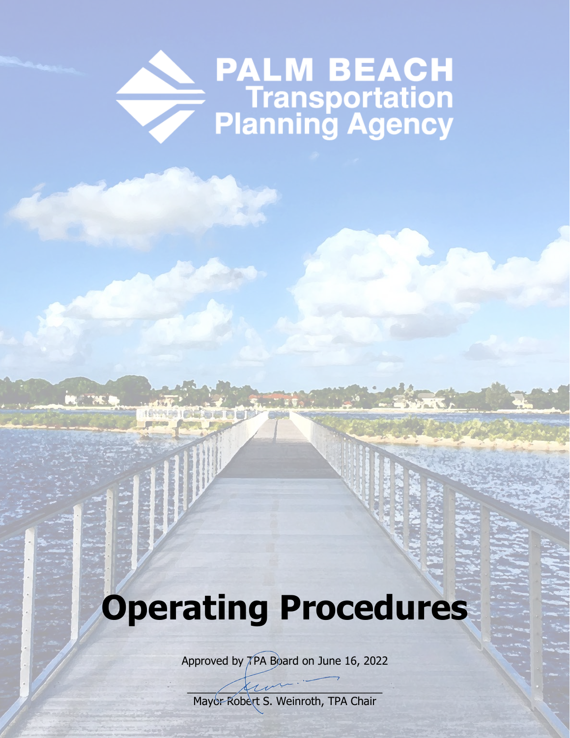# PALM BEACH Transportation Planning Agency

# Operating Procedures

Approved by TPA Board on June 16, 2022

Mayor Robert S. Weinroth, TPA Chair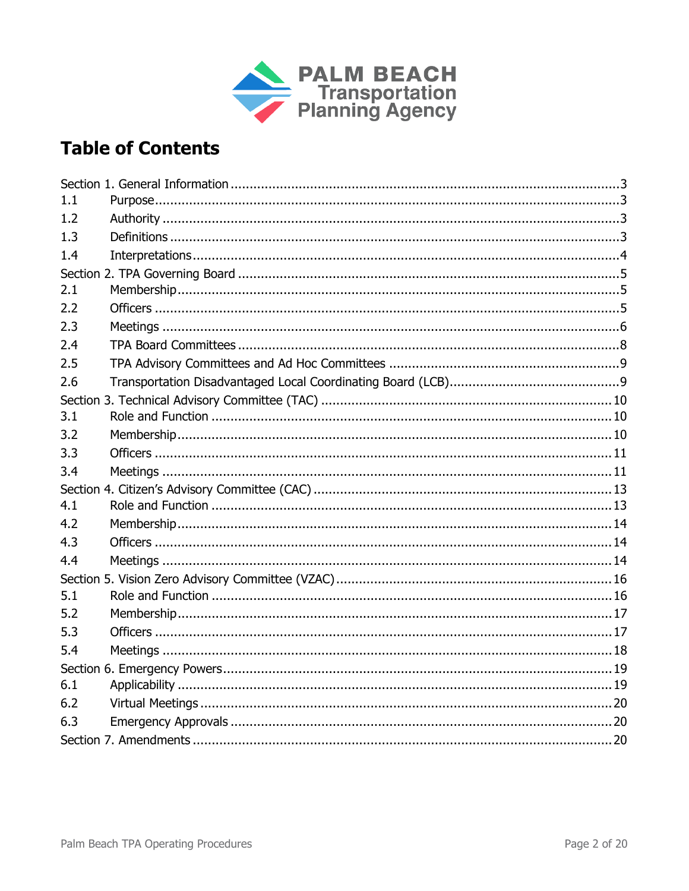PALM BEACH Transportation Planning Agency

# Table of Contents

Section 1. General Information ... 3
1.1 Purpose ... 3
1.2 Authority ... 3
1.3 Definitions ... 3
1.4 Interpretations ... 4
Section 2. TPA Governing Board ... 5
2.1 Membership ... 5
2.2 Officers ... 5
2.3 Meetings ... 6
2.4 TPA Board Committees ... 8
2.5 TPA Advisory Committees and Ad Hoc Committees ... 9
2.6 Transportation Disadvantaged Local Coordinating Board (LCB) ... 9
Section 3. Technical Advisory Committee (TAC) ... 10
3.1 Role and Function ... 10
3.2 Membership ... 10
3.3 Officers ... 11
3.4 Meetings ... 11
Section 4. Citizen's Advisory Committee (CAC) ... 13
4.1 Role and Function ... 13
4.2 Membership ... 14
4.3 Officers ... 14
4.4 Meetings ... 14
Section 5. Vision Zero Advisory Committee (VZAC) ... 16
5.1 Role and Function ... 16
5.2 Membership ... 17
5.3 Officers ... 17
5.4 Meetings ... 18
Section 6. Emergency Powers ... 19
6.1 Applicability ... 19
6.2 Virtual Meetings ... 20
6.3 Emergency Approvals ... 20
Section 7. Amendments ... 20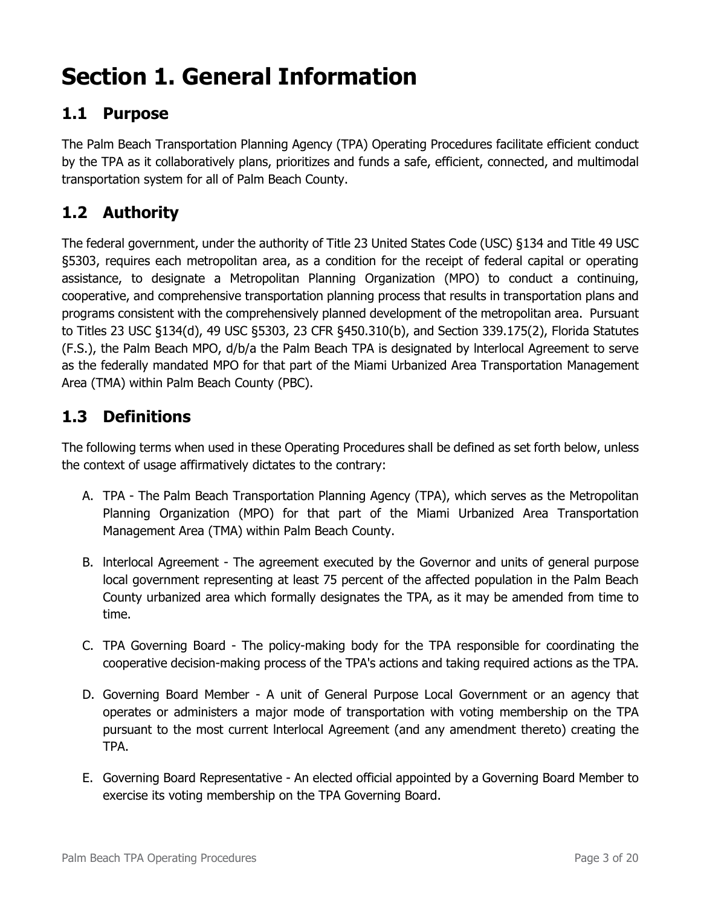# Section 1. General Information

## 1.1 Purpose

The Palm Beach Transportation Planning Agency (TPA) Operating Procedures facilitate efficient conduct by the TPA as it collaboratively plans, prioritizes and funds a safe, efficient, connected, and multimodal transportation system for all of Palm Beach County.

## 1.2 Authority

The federal government, under the authority of Title 23 United States Code (USC) §134 and Title 49 USC §5303, requires each metropolitan area, as a condition for the receipt of federal capital or operating assistance, to designate a Metropolitan Planning Organization (MPO) to conduct a continuing, cooperative, and comprehensive transportation planning process that results in transportation plans and programs consistent with the comprehensively planned development of the metropolitan area. Pursuant to Titles 23 USC §134(d), 49 USC §5303, 23 CFR §450.310(b), and Section 339.175(2), Florida Statutes (F.S.), the Palm Beach MPO, d/b/a the Palm Beach TPA is designated by lnterlocal Agreement to serve as the federally mandated MPO for that part of the Miami Urbanized Area Transportation Management Area (TMA) within Palm Beach County (PBC).

## 1.3 Definitions

The following terms when used in these Operating Procedures shall be defined as set forth below, unless the context of usage affirmatively dictates to the contrary:

A. TPA - The Palm Beach Transportation Planning Agency (TPA), which serves as the Metropolitan Planning Organization (MPO) for that part of the Miami Urbanized Area Transportation Management Area (TMA) within Palm Beach County.

B. lnterlocal Agreement - The agreement executed by the Governor and units of general purpose local government representing at least 75 percent of the affected population in the Palm Beach County urbanized area which formally designates the TPA, as it may be amended from time to time.

C. TPA Governing Board - The policy-making body for the TPA responsible for coordinating the cooperative decision-making process of the TPA's actions and taking required actions as the TPA.

D. Governing Board Member - A unit of General Purpose Local Government or an agency that operates or administers a major mode of transportation with voting membership on the TPA pursuant to the most current lnterlocal Agreement (and any amendment thereto) creating the TPA.

E. Governing Board Representative - An elected official appointed by a Governing Board Member to exercise its voting membership on the TPA Governing Board.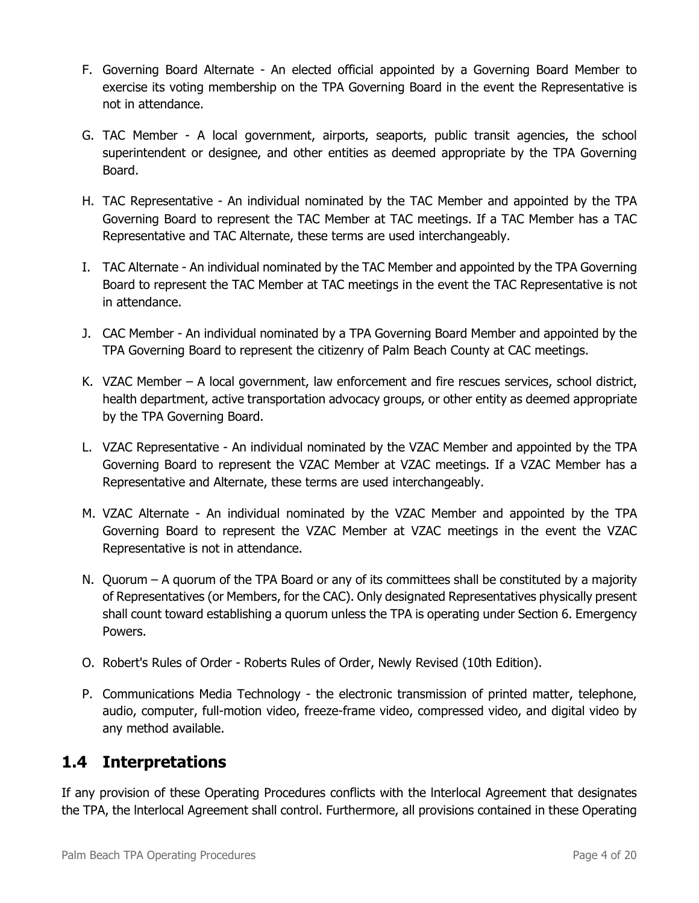F. Governing Board Alternate - An elected official appointed by a Governing Board Member to exercise its voting membership on the TPA Governing Board in the event the Representative is not in attendance.

G. TAC Member - A local government, airports, seaports, public transit agencies, the school superintendent or designee, and other entities as deemed appropriate by the TPA Governing Board.

H. TAC Representative - An individual nominated by the TAC Member and appointed by the TPA Governing Board to represent the TAC Member at TAC meetings. If a TAC Member has a TAC Representative and TAC Alternate, these terms are used interchangeably.

I. TAC Alternate - An individual nominated by the TAC Member and appointed by the TPA Governing Board to represent the TAC Member at TAC meetings in the event the TAC Representative is not in attendance.

J. CAC Member - An individual nominated by a TPA Governing Board Member and appointed by the TPA Governing Board to represent the citizenry of Palm Beach County at CAC meetings.

K. VZAC Member – A local government, law enforcement and fire rescues services, school district, health department, active transportation advocacy groups, or other entity as deemed appropriate by the TPA Governing Board.

L. VZAC Representative - An individual nominated by the VZAC Member and appointed by the TPA Governing Board to represent the VZAC Member at VZAC meetings. If a VZAC Member has a Representative and Alternate, these terms are used interchangeably.

M. VZAC Alternate - An individual nominated by the VZAC Member and appointed by the TPA Governing Board to represent the VZAC Member at VZAC meetings in the event the VZAC Representative is not in attendance.

N. Quorum – A quorum of the TPA Board or any of its committees shall be constituted by a majority of Representatives (or Members, for the CAC). Only designated Representatives physically present shall count toward establishing a quorum unless the TPA is operating under Section 6. Emergency Powers.

O. Robert's Rules of Order - Roberts Rules of Order, Newly Revised (10th Edition).

P. Communications Media Technology - the electronic transmission of printed matter, telephone, audio, computer, full-motion video, freeze-frame video, compressed video, and digital video by any method available.

## 1.4 Interpretations

If any provision of these Operating Procedures conflicts with the lnterlocal Agreement that designates the TPA, the lnterlocal Agreement shall control. Furthermore, all provisions contained in these Operating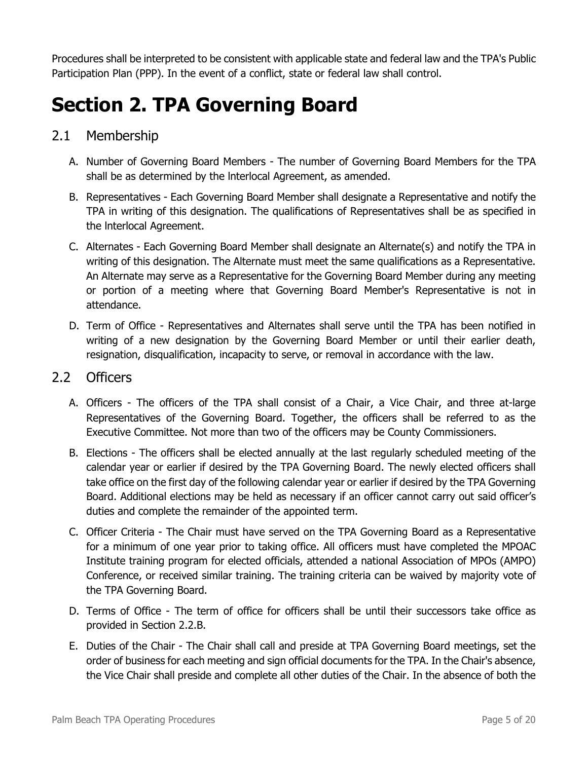Procedures shall be interpreted to be consistent with applicable state and federal law and the TPA's Public Participation Plan (PPP). In the event of a conflict, state or federal law shall control.

# Section 2. TPA Governing Board

## 2.1 Membership

A. Number of Governing Board Members - The number of Governing Board Members for the TPA shall be as determined by the lnterlocal Agreement, as amended.

B. Representatives - Each Governing Board Member shall designate a Representative and notify the TPA in writing of this designation. The qualifications of Representatives shall be as specified in the lnterlocal Agreement.

C. Alternates - Each Governing Board Member shall designate an Alternate(s) and notify the TPA in writing of this designation. The Alternate must meet the same qualifications as a Representative. An Alternate may serve as a Representative for the Governing Board Member during any meeting or portion of a meeting where that Governing Board Member's Representative is not in attendance.

D. Term of Office - Representatives and Alternates shall serve until the TPA has been notified in writing of a new designation by the Governing Board Member or until their earlier death, resignation, disqualification, incapacity to serve, or removal in accordance with the law.

## 2.2 Officers

A. Officers - The officers of the TPA shall consist of a Chair, a Vice Chair, and three at-large Representatives of the Governing Board. Together, the officers shall be referred to as the Executive Committee. Not more than two of the officers may be County Commissioners.

B. Elections - The officers shall be elected annually at the last regularly scheduled meeting of the calendar year or earlier if desired by the TPA Governing Board. The newly elected officers shall take office on the first day of the following calendar year or earlier if desired by the TPA Governing Board. Additional elections may be held as necessary if an officer cannot carry out said officer's duties and complete the remainder of the appointed term.

C. Officer Criteria - The Chair must have served on the TPA Governing Board as a Representative for a minimum of one year prior to taking office. All officers must have completed the MPOAC Institute training program for elected officials, attended a national Association of MPOs (AMPO) Conference, or received similar training. The training criteria can be waived by majority vote of the TPA Governing Board.

D. Terms of Office - The term of office for officers shall be until their successors take office as provided in Section 2.2.B.

E. Duties of the Chair - The Chair shall call and preside at TPA Governing Board meetings, set the order of business for each meeting and sign official documents for the TPA. In the Chair's absence, the Vice Chair shall preside and complete all other duties of the Chair. In the absence of both the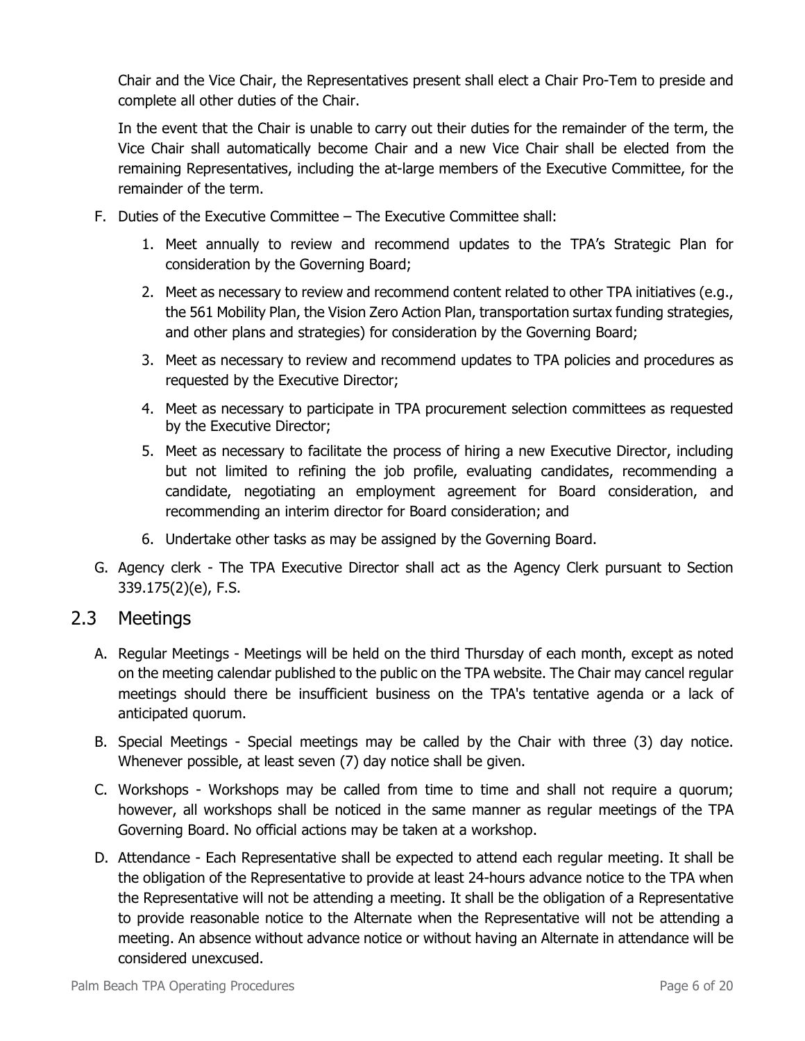Chair and the Vice Chair, the Representatives present shall elect a Chair Pro-Tem to preside and complete all other duties of the Chair.

In the event that the Chair is unable to carry out their duties for the remainder of the term, the Vice Chair shall automatically become Chair and a new Vice Chair shall be elected from the remaining Representatives, including the at-large members of the Executive Committee, for the remainder of the term.

F. Duties of the Executive Committee – The Executive Committee shall:

   1. Meet annually to review and recommend updates to the TPA's Strategic Plan for consideration by the Governing Board;
   2. Meet as necessary to review and recommend content related to other TPA initiatives (e.g., the 561 Mobility Plan, the Vision Zero Action Plan, transportation surtax funding strategies, and other plans and strategies) for consideration by the Governing Board;
   3. Meet as necessary to review and recommend updates to TPA policies and procedures as requested by the Executive Director;
   4. Meet as necessary to participate in TPA procurement selection committees as requested by the Executive Director;
   5. Meet as necessary to facilitate the process of hiring a new Executive Director, including but not limited to refining the job profile, evaluating candidates, recommending a candidate, negotiating an employment agreement for Board consideration, and recommending an interim director for Board consideration; and
   6. Undertake other tasks as may be assigned by the Governing Board.

G. Agency clerk - The TPA Executive Director shall act as the Agency Clerk pursuant to Section 339.175(2)(e), F.S.

## 2.3 Meetings

A. Regular Meetings - Meetings will be held on the third Thursday of each month, except as noted on the meeting calendar published to the public on the TPA website. The Chair may cancel regular meetings should there be insufficient business on the TPA's tentative agenda or a lack of anticipated quorum.

B. Special Meetings - Special meetings may be called by the Chair with three (3) day notice. Whenever possible, at least seven (7) day notice shall be given.

C. Workshops - Workshops may be called from time to time and shall not require a quorum; however, all workshops shall be noticed in the same manner as regular meetings of the TPA Governing Board. No official actions may be taken at a workshop.

D. Attendance - Each Representative shall be expected to attend each regular meeting. It shall be the obligation of the Representative to provide at least 24-hours advance notice to the TPA when the Representative will not be attending a meeting. It shall be the obligation of a Representative to provide reasonable notice to the Alternate when the Representative will not be attending a meeting. An absence without advance notice or without having an Alternate in attendance will be considered unexcused.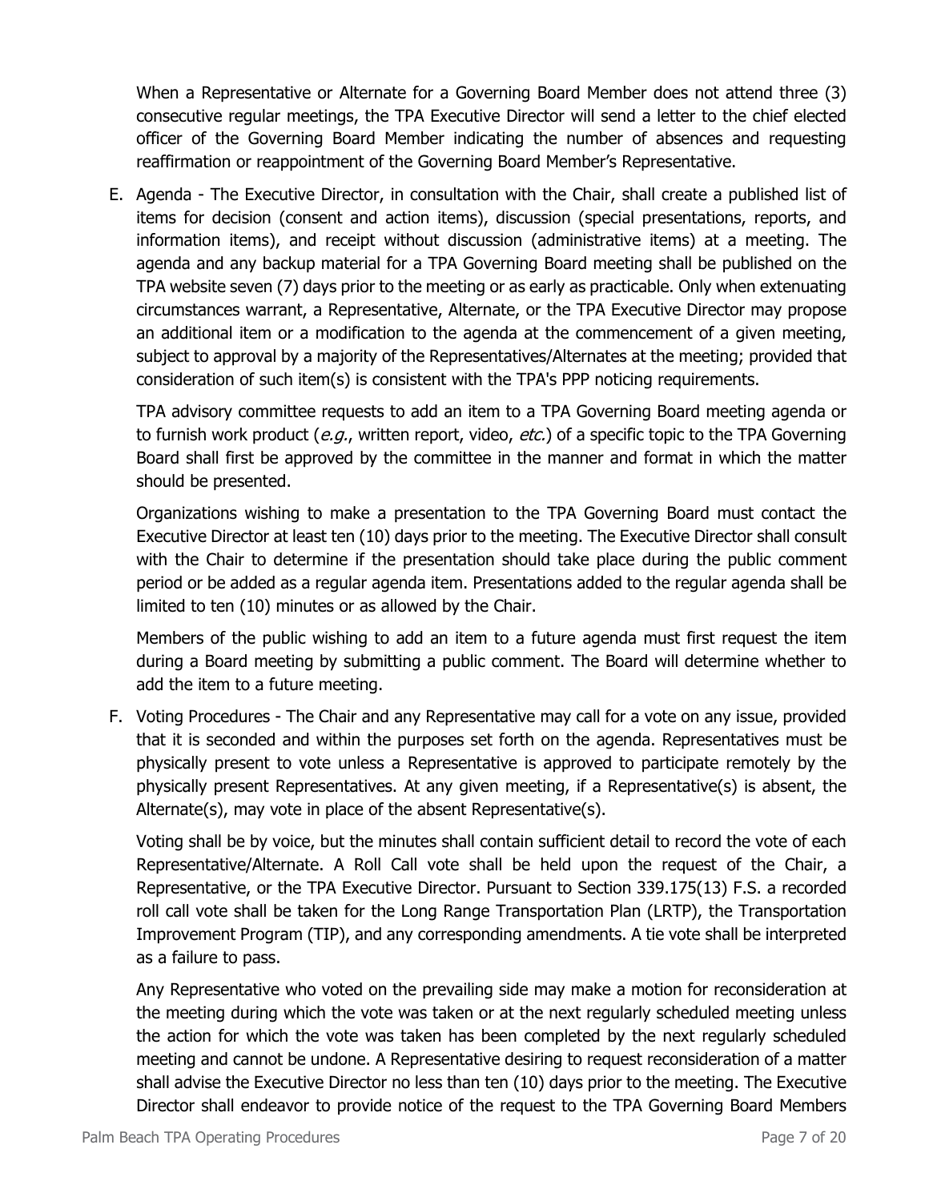When a Representative or Alternate for a Governing Board Member does not attend three (3) consecutive regular meetings, the TPA Executive Director will send a letter to the chief elected officer of the Governing Board Member indicating the number of absences and requesting reaffirmation or reappointment of the Governing Board Member's Representative.

E. Agenda - The Executive Director, in consultation with the Chair, shall create a published list of items for decision (consent and action items), discussion (special presentations, reports, and information items), and receipt without discussion (administrative items) at a meeting. The agenda and any backup material for a TPA Governing Board meeting shall be published on the TPA website seven (7) days prior to the meeting or as early as practicable. Only when extenuating circumstances warrant, a Representative, Alternate, or the TPA Executive Director may propose an additional item or a modification to the agenda at the commencement of a given meeting, subject to approval by a majority of the Representatives/Alternates at the meeting; provided that consideration of such item(s) is consistent with the TPA's PPP noticing requirements.

   TPA advisory committee requests to add an item to a TPA Governing Board meeting agenda or to furnish work product (*e.g.*, written report, video, *etc.*) of a specific topic to the TPA Governing Board shall first be approved by the committee in the manner and format in which the matter should be presented.

   Organizations wishing to make a presentation to the TPA Governing Board must contact the Executive Director at least ten (10) days prior to the meeting. The Executive Director shall consult with the Chair to determine if the presentation should take place during the public comment period or be added as a regular agenda item. Presentations added to the regular agenda shall be limited to ten (10) minutes or as allowed by the Chair.

   Members of the public wishing to add an item to a future agenda must first request the item during a Board meeting by submitting a public comment. The Board will determine whether to add the item to a future meeting.

F. Voting Procedures - The Chair and any Representative may call for a vote on any issue, provided that it is seconded and within the purposes set forth on the agenda. Representatives must be physically present to vote unless a Representative is approved to participate remotely by the physically present Representatives. At any given meeting, if a Representative(s) is absent, the Alternate(s), may vote in place of the absent Representative(s).

   Voting shall be by voice, but the minutes shall contain sufficient detail to record the vote of each Representative/Alternate. A Roll Call vote shall be held upon the request of the Chair, a Representative, or the TPA Executive Director. Pursuant to Section 339.175(13) F.S. a recorded roll call vote shall be taken for the Long Range Transportation Plan (LRTP), the Transportation Improvement Program (TIP), and any corresponding amendments. A tie vote shall be interpreted as a failure to pass.

   Any Representative who voted on the prevailing side may make a motion for reconsideration at the meeting during which the vote was taken or at the next regularly scheduled meeting unless the action for which the vote was taken has been completed by the next regularly scheduled meeting and cannot be undone. A Representative desiring to request reconsideration of a matter shall advise the Executive Director no less than ten (10) days prior to the meeting. The Executive Director shall endeavor to provide notice of the request to the TPA Governing Board Members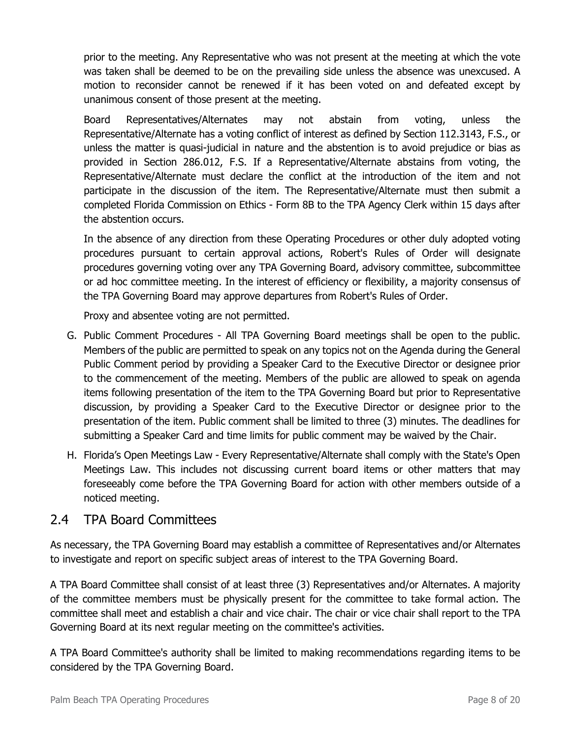prior to the meeting. Any Representative who was not present at the meeting at which the vote was taken shall be deemed to be on the prevailing side unless the absence was unexcused. A motion to reconsider cannot be renewed if it has been voted on and defeated except by unanimous consent of those present at the meeting.

Board Representatives/Alternates may not abstain from voting, unless the Representative/Alternate has a voting conflict of interest as defined by Section 112.3143, F.S., or unless the matter is quasi-judicial in nature and the abstention is to avoid prejudice or bias as provided in Section 286.012, F.S. If a Representative/Alternate abstains from voting, the Representative/Alternate must declare the conflict at the introduction of the item and not participate in the discussion of the item. The Representative/Alternate must then submit a completed Florida Commission on Ethics - Form 8B to the TPA Agency Clerk within 15 days after the abstention occurs.

In the absence of any direction from these Operating Procedures or other duly adopted voting procedures pursuant to certain approval actions, Robert's Rules of Order will designate procedures governing voting over any TPA Governing Board, advisory committee, subcommittee or ad hoc committee meeting. In the interest of efficiency or flexibility, a majority consensus of the TPA Governing Board may approve departures from Robert's Rules of Order.

Proxy and absentee voting are not permitted.

G. Public Comment Procedures - All TPA Governing Board meetings shall be open to the public. Members of the public are permitted to speak on any topics not on the Agenda during the General Public Comment period by providing a Speaker Card to the Executive Director or designee prior to the commencement of the meeting. Members of the public are allowed to speak on agenda items following presentation of the item to the TPA Governing Board but prior to Representative discussion, by providing a Speaker Card to the Executive Director or designee prior to the presentation of the item. Public comment shall be limited to three (3) minutes. The deadlines for submitting a Speaker Card and time limits for public comment may be waived by the Chair.

H. Florida's Open Meetings Law - Every Representative/Alternate shall comply with the State's Open Meetings Law. This includes not discussing current board items or other matters that may foreseeably come before the TPA Governing Board for action with other members outside of a noticed meeting.

## 2.4 TPA Board Committees

As necessary, the TPA Governing Board may establish a committee of Representatives and/or Alternates to investigate and report on specific subject areas of interest to the TPA Governing Board.

A TPA Board Committee shall consist of at least three (3) Representatives and/or Alternates. A majority of the committee members must be physically present for the committee to take formal action. The committee shall meet and establish a chair and vice chair. The chair or vice chair shall report to the TPA Governing Board at its next regular meeting on the committee's activities.

A TPA Board Committee's authority shall be limited to making recommendations regarding items to be considered by the TPA Governing Board.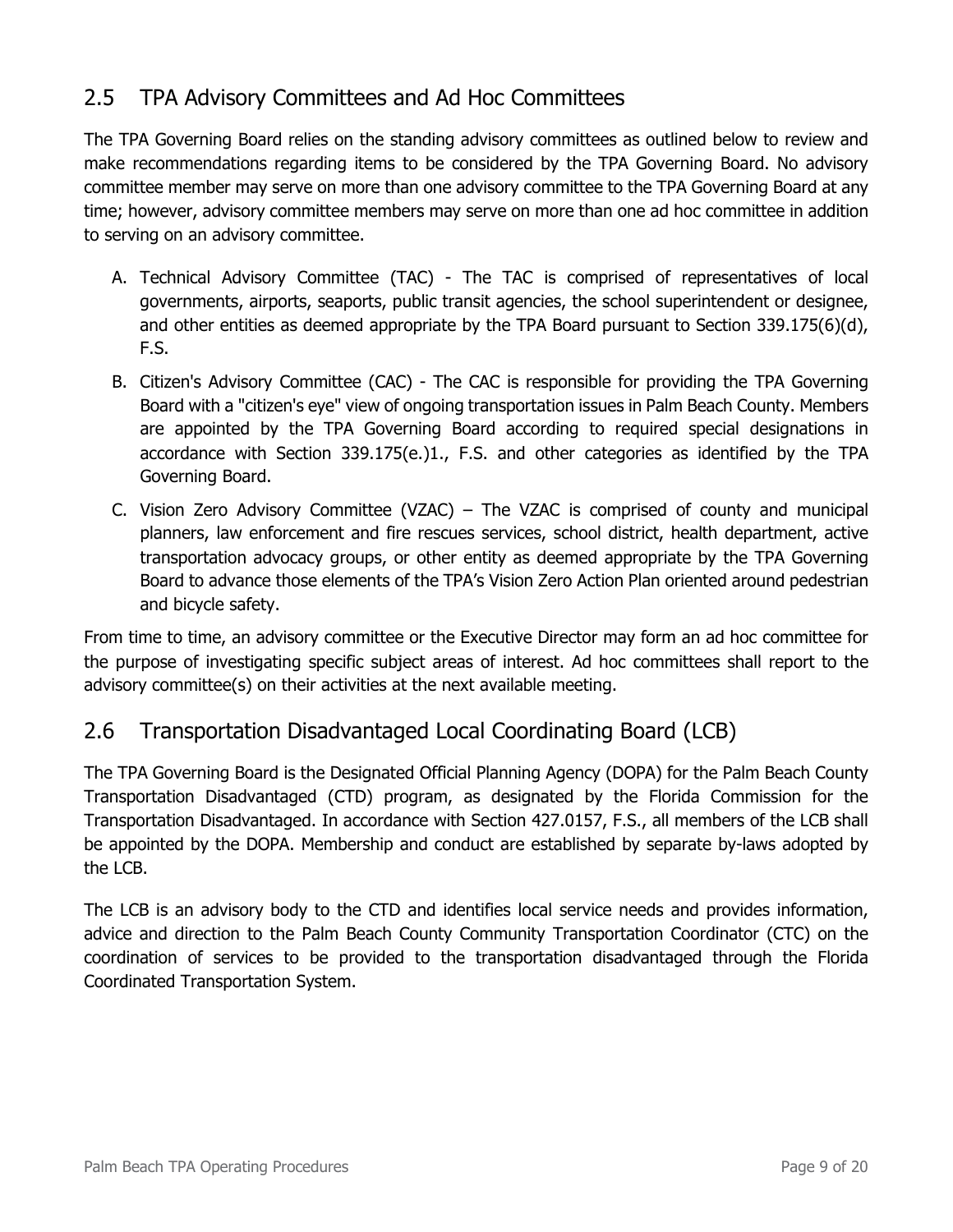## 2.5 TPA Advisory Committees and Ad Hoc Committees

The TPA Governing Board relies on the standing advisory committees as outlined below to review and make recommendations regarding items to be considered by the TPA Governing Board. No advisory committee member may serve on more than one advisory committee to the TPA Governing Board at any time; however, advisory committee members may serve on more than one ad hoc committee in addition to serving on an advisory committee.

A. Technical Advisory Committee (TAC) - The TAC is comprised of representatives of local governments, airports, seaports, public transit agencies, the school superintendent or designee, and other entities as deemed appropriate by the TPA Board pursuant to Section 339.175(6)(d), F.S.

B. Citizen's Advisory Committee (CAC) - The CAC is responsible for providing the TPA Governing Board with a "citizen's eye" view of ongoing transportation issues in Palm Beach County. Members are appointed by the TPA Governing Board according to required special designations in accordance with Section 339.175(e.)1., F.S. and other categories as identified by the TPA Governing Board.

C. Vision Zero Advisory Committee (VZAC) – The VZAC is comprised of county and municipal planners, law enforcement and fire rescues services, school district, health department, active transportation advocacy groups, or other entity as deemed appropriate by the TPA Governing Board to advance those elements of the TPA's Vision Zero Action Plan oriented around pedestrian and bicycle safety.

From time to time, an advisory committee or the Executive Director may form an ad hoc committee for the purpose of investigating specific subject areas of interest. Ad hoc committees shall report to the advisory committee(s) on their activities at the next available meeting.

## 2.6 Transportation Disadvantaged Local Coordinating Board (LCB)

The TPA Governing Board is the Designated Official Planning Agency (DOPA) for the Palm Beach County Transportation Disadvantaged (CTD) program, as designated by the Florida Commission for the Transportation Disadvantaged. In accordance with Section 427.0157, F.S., all members of the LCB shall be appointed by the DOPA. Membership and conduct are established by separate by-laws adopted by the LCB.

The LCB is an advisory body to the CTD and identifies local service needs and provides information, advice and direction to the Palm Beach County Community Transportation Coordinator (CTC) on the coordination of services to be provided to the transportation disadvantaged through the Florida Coordinated Transportation System.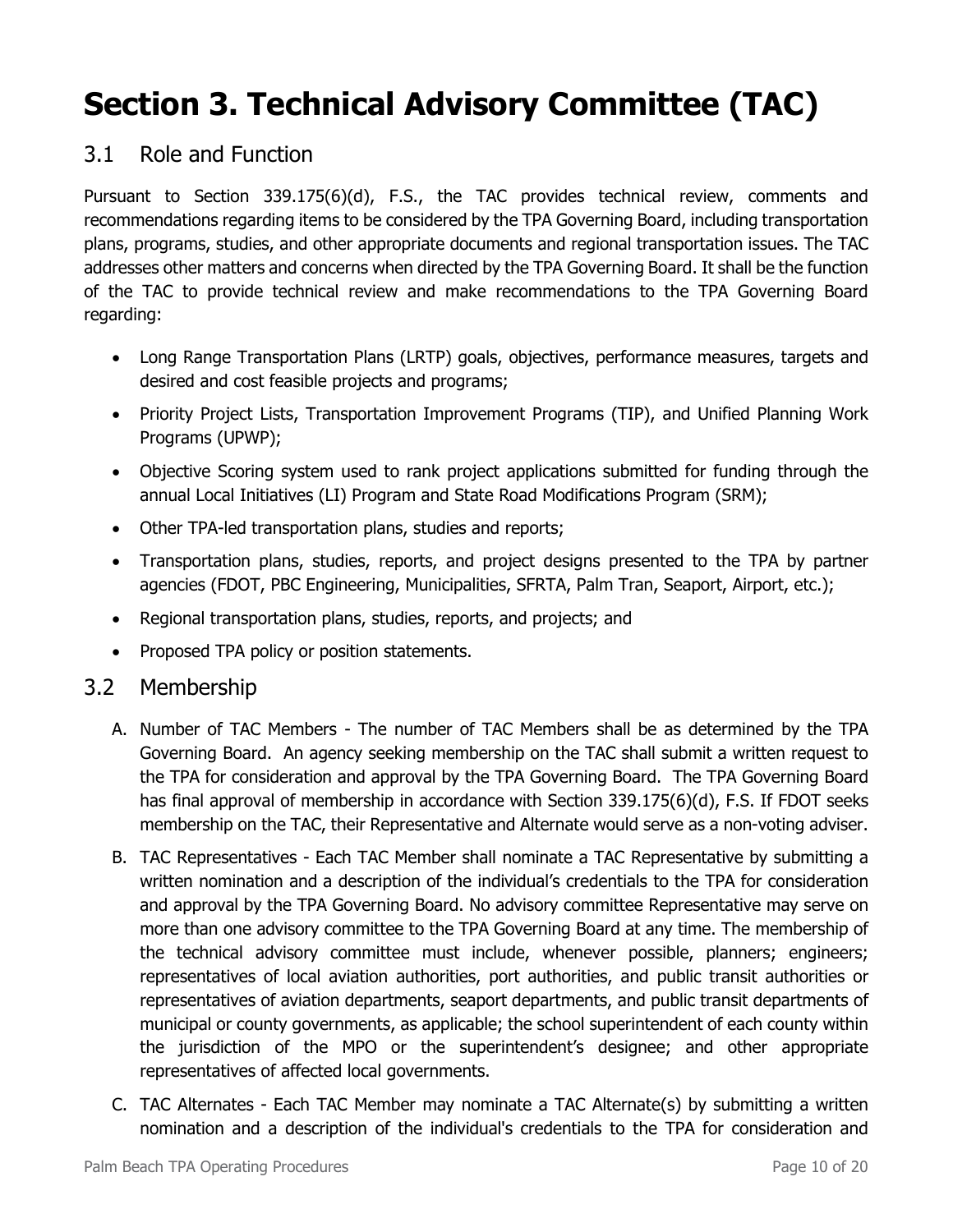# Section 3. Technical Advisory Committee (TAC)

## 3.1 Role and Function

Pursuant to Section 339.175(6)(d), F.S., the TAC provides technical review, comments and recommendations regarding items to be considered by the TPA Governing Board, including transportation plans, programs, studies, and other appropriate documents and regional transportation issues. The TAC addresses other matters and concerns when directed by the TPA Governing Board. It shall be the function of the TAC to provide technical review and make recommendations to the TPA Governing Board regarding:

- Long Range Transportation Plans (LRTP) goals, objectives, performance measures, targets and desired and cost feasible projects and programs;
- Priority Project Lists, Transportation Improvement Programs (TIP), and Unified Planning Work Programs (UPWP);
- Objective Scoring system used to rank project applications submitted for funding through the annual Local Initiatives (LI) Program and State Road Modifications Program (SRM);
- Other TPA-led transportation plans, studies and reports;
- Transportation plans, studies, reports, and project designs presented to the TPA by partner agencies (FDOT, PBC Engineering, Municipalities, SFRTA, Palm Tran, Seaport, Airport, etc.);
- Regional transportation plans, studies, reports, and projects; and
- Proposed TPA policy or position statements.

## 3.2 Membership

A. Number of TAC Members - The number of TAC Members shall be as determined by the TPA Governing Board. An agency seeking membership on the TAC shall submit a written request to the TPA for consideration and approval by the TPA Governing Board. The TPA Governing Board has final approval of membership in accordance with Section 339.175(6)(d), F.S. If FDOT seeks membership on the TAC, their Representative and Alternate would serve as a non-voting adviser.

B. TAC Representatives - Each TAC Member shall nominate a TAC Representative by submitting a written nomination and a description of the individual's credentials to the TPA for consideration and approval by the TPA Governing Board. No advisory committee Representative may serve on more than one advisory committee to the TPA Governing Board at any time. The membership of the technical advisory committee must include, whenever possible, planners; engineers; representatives of local aviation authorities, port authorities, and public transit authorities or representatives of aviation departments, seaport departments, and public transit departments of municipal or county governments, as applicable; the school superintendent of each county within the jurisdiction of the MPO or the superintendent's designee; and other appropriate representatives of affected local governments.

C. TAC Alternates - Each TAC Member may nominate a TAC Alternate(s) by submitting a written nomination and a description of the individual's credentials to the TPA for consideration and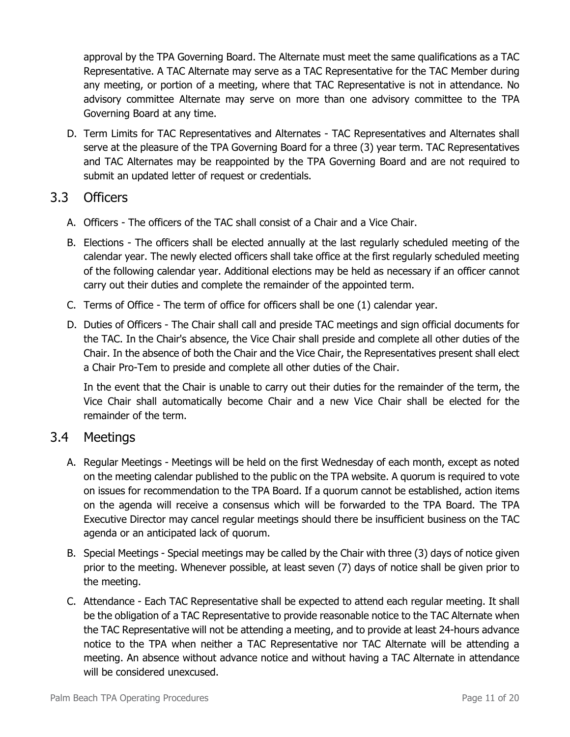approval by the TPA Governing Board. The Alternate must meet the same qualifications as a TAC Representative. A TAC Alternate may serve as a TAC Representative for the TAC Member during any meeting, or portion of a meeting, where that TAC Representative is not in attendance. No advisory committee Alternate may serve on more than one advisory committee to the TPA Governing Board at any time.

D. Term Limits for TAC Representatives and Alternates - TAC Representatives and Alternates shall serve at the pleasure of the TPA Governing Board for a three (3) year term. TAC Representatives and TAC Alternates may be reappointed by the TPA Governing Board and are not required to submit an updated letter of request or credentials.

## 3.3 Officers

A. Officers - The officers of the TAC shall consist of a Chair and a Vice Chair.

B. Elections - The officers shall be elected annually at the last regularly scheduled meeting of the calendar year. The newly elected officers shall take office at the first regularly scheduled meeting of the following calendar year. Additional elections may be held as necessary if an officer cannot carry out their duties and complete the remainder of the appointed term.

C. Terms of Office - The term of office for officers shall be one (1) calendar year.

D. Duties of Officers - The Chair shall call and preside TAC meetings and sign official documents for the TAC. In the Chair's absence, the Vice Chair shall preside and complete all other duties of the Chair. In the absence of both the Chair and the Vice Chair, the Representatives present shall elect a Chair Pro-Tem to preside and complete all other duties of the Chair.

   In the event that the Chair is unable to carry out their duties for the remainder of the term, the Vice Chair shall automatically become Chair and a new Vice Chair shall be elected for the remainder of the term.

## 3.4 Meetings

A. Regular Meetings - Meetings will be held on the first Wednesday of each month, except as noted on the meeting calendar published to the public on the TPA website. A quorum is required to vote on issues for recommendation to the TPA Board. If a quorum cannot be established, action items on the agenda will receive a consensus which will be forwarded to the TPA Board. The TPA Executive Director may cancel regular meetings should there be insufficient business on the TAC agenda or an anticipated lack of quorum.

B. Special Meetings - Special meetings may be called by the Chair with three (3) days of notice given prior to the meeting. Whenever possible, at least seven (7) days of notice shall be given prior to the meeting.

C. Attendance - Each TAC Representative shall be expected to attend each regular meeting. It shall be the obligation of a TAC Representative to provide reasonable notice to the TAC Alternate when the TAC Representative will not be attending a meeting, and to provide at least 24-hours advance notice to the TPA when neither a TAC Representative nor TAC Alternate will be attending a meeting. An absence without advance notice and without having a TAC Alternate in attendance will be considered unexcused.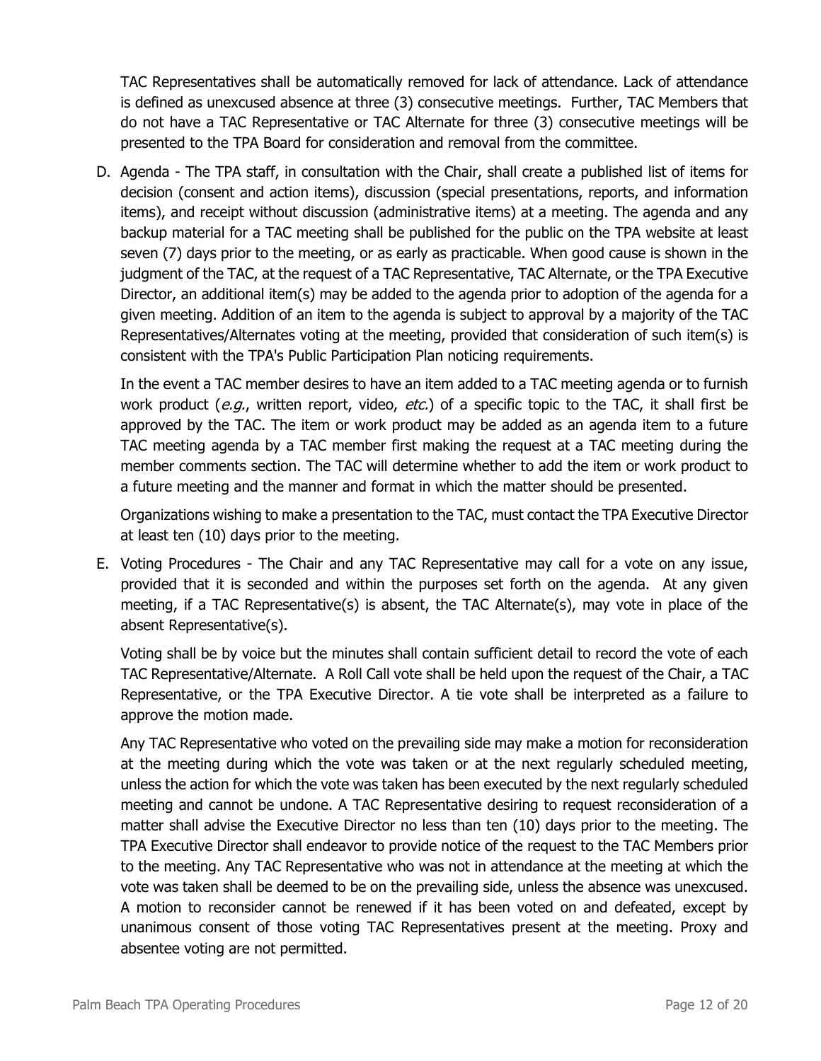TAC Representatives shall be automatically removed for lack of attendance. Lack of attendance is defined as unexcused absence at three (3) consecutive meetings. Further, TAC Members that do not have a TAC Representative or TAC Alternate for three (3) consecutive meetings will be presented to the TPA Board for consideration and removal from the committee.

D. Agenda - The TPA staff, in consultation with the Chair, shall create a published list of items for decision (consent and action items), discussion (special presentations, reports, and information items), and receipt without discussion (administrative items) at a meeting. The agenda and any backup material for a TAC meeting shall be published for the public on the TPA website at least seven (7) days prior to the meeting, or as early as practicable. When good cause is shown in the judgment of the TAC, at the request of a TAC Representative, TAC Alternate, or the TPA Executive Director, an additional item(s) may be added to the agenda prior to adoption of the agenda for a given meeting. Addition of an item to the agenda is subject to approval by a majority of the TAC Representatives/Alternates voting at the meeting, provided that consideration of such item(s) is consistent with the TPA's Public Participation Plan noticing requirements.

   In the event a TAC member desires to have an item added to a TAC meeting agenda or to furnish work product (*e.g.*, written report, video, *etc.*) of a specific topic to the TAC, it shall first be approved by the TAC. The item or work product may be added as an agenda item to a future TAC meeting agenda by a TAC member first making the request at a TAC meeting during the member comments section. The TAC will determine whether to add the item or work product to a future meeting and the manner and format in which the matter should be presented.

   Organizations wishing to make a presentation to the TAC, must contact the TPA Executive Director at least ten (10) days prior to the meeting.

E. Voting Procedures - The Chair and any TAC Representative may call for a vote on any issue, provided that it is seconded and within the purposes set forth on the agenda. At any given meeting, if a TAC Representative(s) is absent, the TAC Alternate(s), may vote in place of the absent Representative(s).

   Voting shall be by voice but the minutes shall contain sufficient detail to record the vote of each TAC Representative/Alternate. A Roll Call vote shall be held upon the request of the Chair, a TAC Representative, or the TPA Executive Director. A tie vote shall be interpreted as a failure to approve the motion made.

   Any TAC Representative who voted on the prevailing side may make a motion for reconsideration at the meeting during which the vote was taken or at the next regularly scheduled meeting, unless the action for which the vote was taken has been executed by the next regularly scheduled meeting and cannot be undone. A TAC Representative desiring to request reconsideration of a matter shall advise the Executive Director no less than ten (10) days prior to the meeting. The TPA Executive Director shall endeavor to provide notice of the request to the TAC Members prior to the meeting. Any TAC Representative who was not in attendance at the meeting at which the vote was taken shall be deemed to be on the prevailing side, unless the absence was unexcused. A motion to reconsider cannot be renewed if it has been voted on and defeated, except by unanimous consent of those voting TAC Representatives present at the meeting. Proxy and absentee voting are not permitted.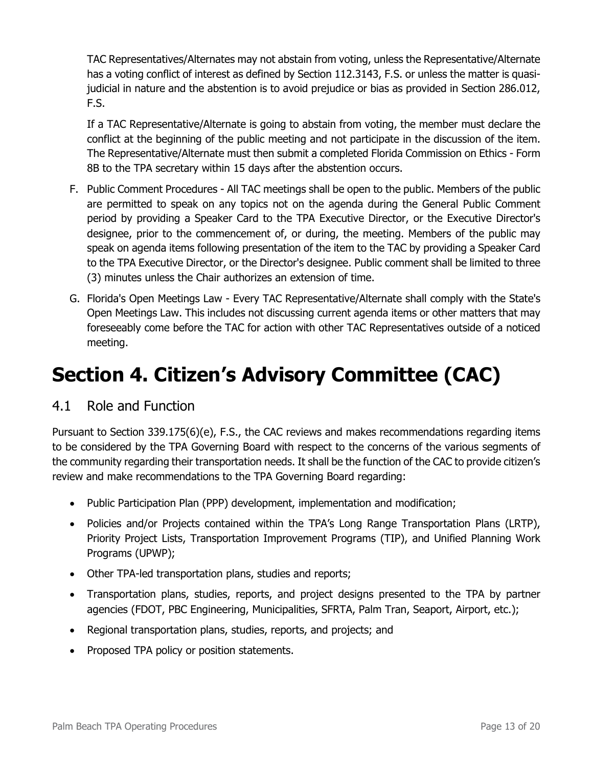TAC Representatives/Alternates may not abstain from voting, unless the Representative/Alternate has a voting conflict of interest as defined by Section 112.3143, F.S. or unless the matter is quasi-judicial in nature and the abstention is to avoid prejudice or bias as provided in Section 286.012, F.S.

If a TAC Representative/Alternate is going to abstain from voting, the member must declare the conflict at the beginning of the public meeting and not participate in the discussion of the item. The Representative/Alternate must then submit a completed Florida Commission on Ethics - Form 8B to the TPA secretary within 15 days after the abstention occurs.

F. Public Comment Procedures - All TAC meetings shall be open to the public. Members of the public are permitted to speak on any topics not on the agenda during the General Public Comment period by providing a Speaker Card to the TPA Executive Director, or the Executive Director's designee, prior to the commencement of, or during, the meeting. Members of the public may speak on agenda items following presentation of the item to the TAC by providing a Speaker Card to the TPA Executive Director, or the Director's designee. Public comment shall be limited to three (3) minutes unless the Chair authorizes an extension of time.

G. Florida's Open Meetings Law - Every TAC Representative/Alternate shall comply with the State's Open Meetings Law. This includes not discussing current agenda items or other matters that may foreseeably come before the TAC for action with other TAC Representatives outside of a noticed meeting.

# Section 4. Citizen's Advisory Committee (CAC)

## 4.1 Role and Function

Pursuant to Section 339.175(6)(e), F.S., the CAC reviews and makes recommendations regarding items to be considered by the TPA Governing Board with respect to the concerns of the various segments of the community regarding their transportation needs. It shall be the function of the CAC to provide citizen's review and make recommendations to the TPA Governing Board regarding:

- Public Participation Plan (PPP) development, implementation and modification;
- Policies and/or Projects contained within the TPA's Long Range Transportation Plans (LRTP), Priority Project Lists, Transportation Improvement Programs (TIP), and Unified Planning Work Programs (UPWP);
- Other TPA-led transportation plans, studies and reports;
- Transportation plans, studies, reports, and project designs presented to the TPA by partner agencies (FDOT, PBC Engineering, Municipalities, SFRTA, Palm Tran, Seaport, Airport, etc.);
- Regional transportation plans, studies, reports, and projects; and
- Proposed TPA policy or position statements.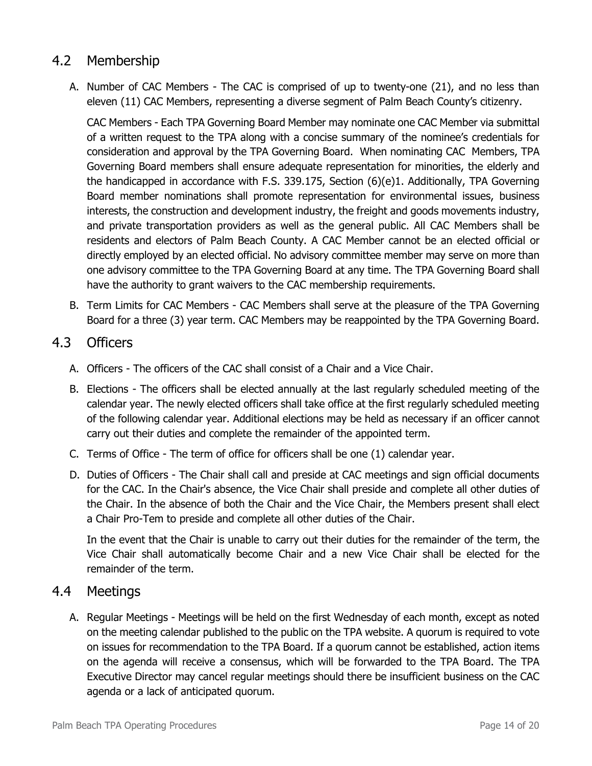## 4.2 Membership

A. Number of CAC Members - The CAC is comprised of up to twenty-one (21), and no less than eleven (11) CAC Members, representing a diverse segment of Palm Beach County's citizenry.

   CAC Members - Each TPA Governing Board Member may nominate one CAC Member via submittal of a written request to the TPA along with a concise summary of the nominee's credentials for consideration and approval by the TPA Governing Board. When nominating CAC Members, TPA Governing Board members shall ensure adequate representation for minorities, the elderly and the handicapped in accordance with F.S. 339.175, Section (6)(e)1. Additionally, TPA Governing Board member nominations shall promote representation for environmental issues, business interests, the construction and development industry, the freight and goods movements industry, and private transportation providers as well as the general public. All CAC Members shall be residents and electors of Palm Beach County. A CAC Member cannot be an elected official or directly employed by an elected official. No advisory committee member may serve on more than one advisory committee to the TPA Governing Board at any time. The TPA Governing Board shall have the authority to grant waivers to the CAC membership requirements.

B. Term Limits for CAC Members - CAC Members shall serve at the pleasure of the TPA Governing Board for a three (3) year term. CAC Members may be reappointed by the TPA Governing Board.

## 4.3 Officers

A. Officers - The officers of the CAC shall consist of a Chair and a Vice Chair.

B. Elections - The officers shall be elected annually at the last regularly scheduled meeting of the calendar year. The newly elected officers shall take office at the first regularly scheduled meeting of the following calendar year. Additional elections may be held as necessary if an officer cannot carry out their duties and complete the remainder of the appointed term.

C. Terms of Office - The term of office for officers shall be one (1) calendar year.

D. Duties of Officers - The Chair shall call and preside at CAC meetings and sign official documents for the CAC. In the Chair's absence, the Vice Chair shall preside and complete all other duties of the Chair. In the absence of both the Chair and the Vice Chair, the Members present shall elect a Chair Pro-Tem to preside and complete all other duties of the Chair.

   In the event that the Chair is unable to carry out their duties for the remainder of the term, the Vice Chair shall automatically become Chair and a new Vice Chair shall be elected for the remainder of the term.

## 4.4 Meetings

A. Regular Meetings - Meetings will be held on the first Wednesday of each month, except as noted on the meeting calendar published to the public on the TPA website. A quorum is required to vote on issues for recommendation to the TPA Board. If a quorum cannot be established, action items on the agenda will receive a consensus, which will be forwarded to the TPA Board. The TPA Executive Director may cancel regular meetings should there be insufficient business on the CAC agenda or a lack of anticipated quorum.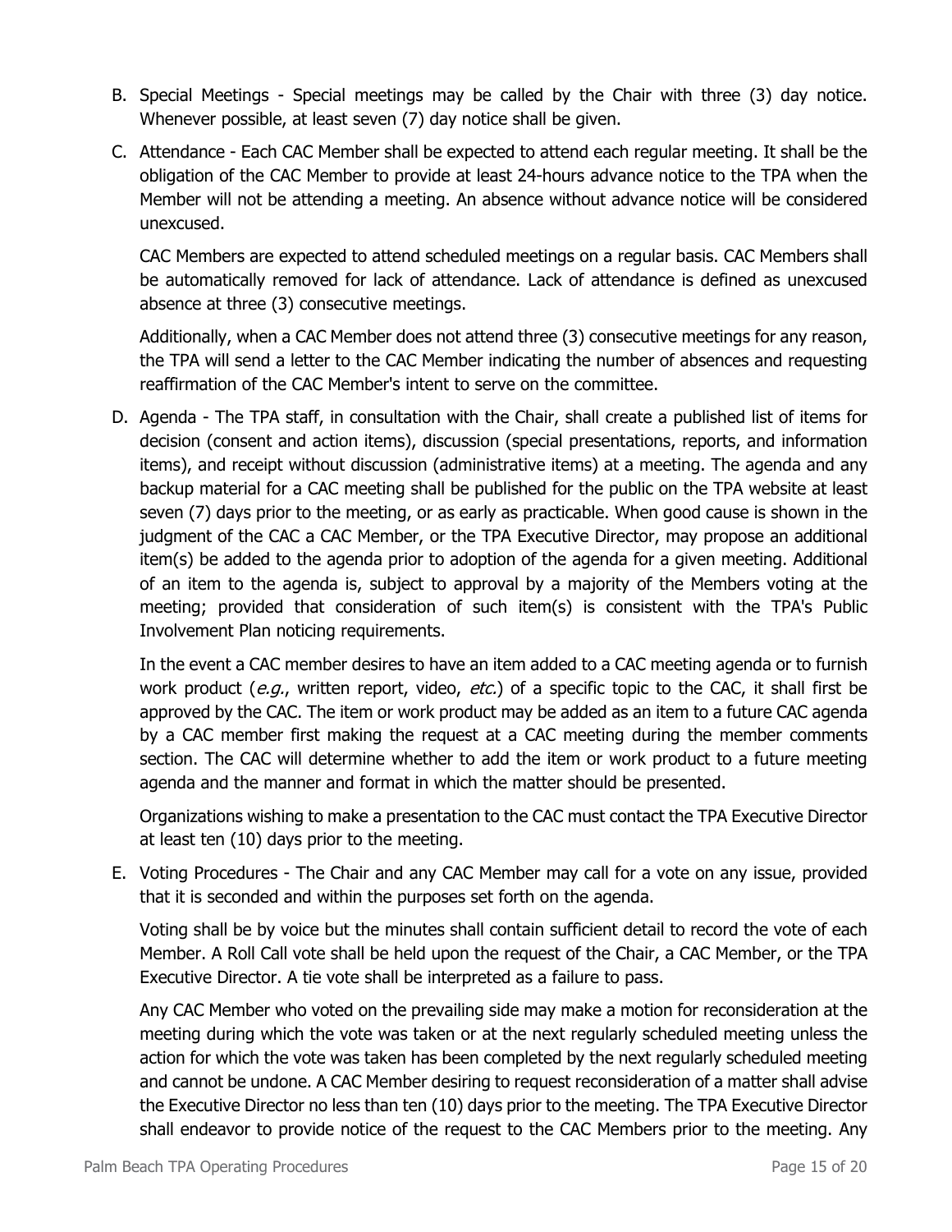B. Special Meetings - Special meetings may be called by the Chair with three (3) day notice. Whenever possible, at least seven (7) day notice shall be given.

C. Attendance - Each CAC Member shall be expected to attend each regular meeting. It shall be the obligation of the CAC Member to provide at least 24-hours advance notice to the TPA when the Member will not be attending a meeting. An absence without advance notice will be considered unexcused.

   CAC Members are expected to attend scheduled meetings on a regular basis. CAC Members shall be automatically removed for lack of attendance. Lack of attendance is defined as unexcused absence at three (3) consecutive meetings.

   Additionally, when a CAC Member does not attend three (3) consecutive meetings for any reason, the TPA will send a letter to the CAC Member indicating the number of absences and requesting reaffirmation of the CAC Member's intent to serve on the committee.

D. Agenda - The TPA staff, in consultation with the Chair, shall create a published list of items for decision (consent and action items), discussion (special presentations, reports, and information items), and receipt without discussion (administrative items) at a meeting. The agenda and any backup material for a CAC meeting shall be published for the public on the TPA website at least seven (7) days prior to the meeting, or as early as practicable. When good cause is shown in the judgment of the CAC a CAC Member, or the TPA Executive Director, may propose an additional item(s) be added to the agenda prior to adoption of the agenda for a given meeting. Additional of an item to the agenda is, subject to approval by a majority of the Members voting at the meeting; provided that consideration of such item(s) is consistent with the TPA's Public Involvement Plan noticing requirements.

   In the event a CAC member desires to have an item added to a CAC meeting agenda or to furnish work product (*e.g.*, written report, video, *etc.*) of a specific topic to the CAC, it shall first be approved by the CAC. The item or work product may be added as an item to a future CAC agenda by a CAC member first making the request at a CAC meeting during the member comments section. The CAC will determine whether to add the item or work product to a future meeting agenda and the manner and format in which the matter should be presented.

   Organizations wishing to make a presentation to the CAC must contact the TPA Executive Director at least ten (10) days prior to the meeting.

E. Voting Procedures - The Chair and any CAC Member may call for a vote on any issue, provided that it is seconded and within the purposes set forth on the agenda.

   Voting shall be by voice but the minutes shall contain sufficient detail to record the vote of each Member. A Roll Call vote shall be held upon the request of the Chair, a CAC Member, or the TPA Executive Director. A tie vote shall be interpreted as a failure to pass.

   Any CAC Member who voted on the prevailing side may make a motion for reconsideration at the meeting during which the vote was taken or at the next regularly scheduled meeting unless the action for which the vote was taken has been completed by the next regularly scheduled meeting and cannot be undone. A CAC Member desiring to request reconsideration of a matter shall advise the Executive Director no less than ten (10) days prior to the meeting. The TPA Executive Director shall endeavor to provide notice of the request to the CAC Members prior to the meeting. Any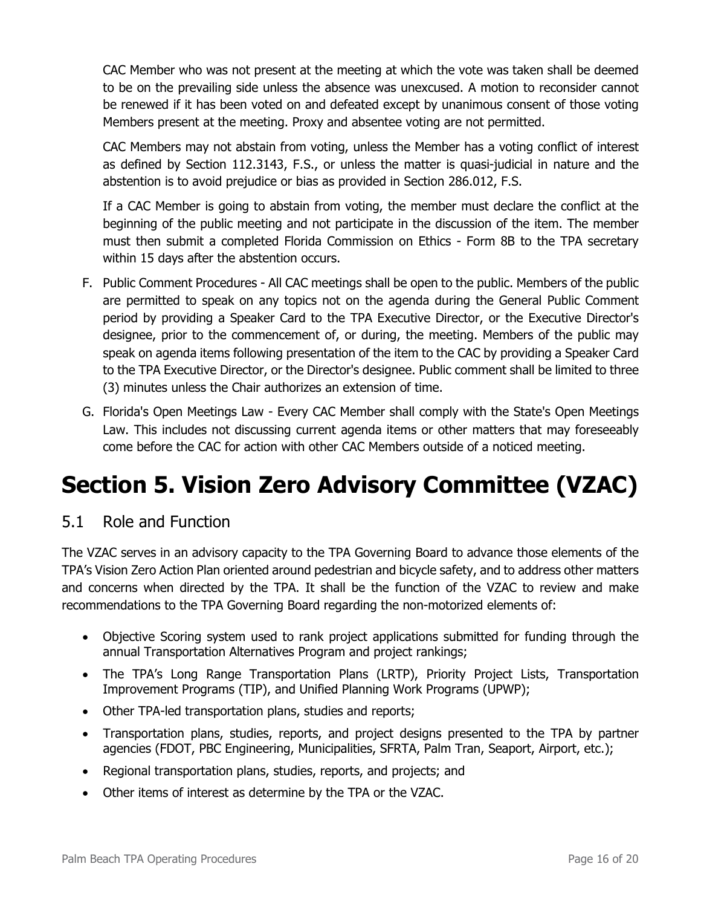CAC Member who was not present at the meeting at which the vote was taken shall be deemed to be on the prevailing side unless the absence was unexcused. A motion to reconsider cannot be renewed if it has been voted on and defeated except by unanimous consent of those voting Members present at the meeting. Proxy and absentee voting are not permitted.

CAC Members may not abstain from voting, unless the Member has a voting conflict of interest as defined by Section 112.3143, F.S., or unless the matter is quasi-judicial in nature and the abstention is to avoid prejudice or bias as provided in Section 286.012, F.S.

If a CAC Member is going to abstain from voting, the member must declare the conflict at the beginning of the public meeting and not participate in the discussion of the item. The member must then submit a completed Florida Commission on Ethics - Form 8B to the TPA secretary within 15 days after the abstention occurs.

F. Public Comment Procedures - All CAC meetings shall be open to the public. Members of the public are permitted to speak on any topics not on the agenda during the General Public Comment period by providing a Speaker Card to the TPA Executive Director, or the Executive Director's designee, prior to the commencement of, or during, the meeting. Members of the public may speak on agenda items following presentation of the item to the CAC by providing a Speaker Card to the TPA Executive Director, or the Director's designee. Public comment shall be limited to three (3) minutes unless the Chair authorizes an extension of time.

G. Florida's Open Meetings Law - Every CAC Member shall comply with the State's Open Meetings Law. This includes not discussing current agenda items or other matters that may foreseeably come before the CAC for action with other CAC Members outside of a noticed meeting.

# Section 5. Vision Zero Advisory Committee (VZAC)

## 5.1 Role and Function

The VZAC serves in an advisory capacity to the TPA Governing Board to advance those elements of the TPA's Vision Zero Action Plan oriented around pedestrian and bicycle safety, and to address other matters and concerns when directed by the TPA. It shall be the function of the VZAC to review and make recommendations to the TPA Governing Board regarding the non-motorized elements of:

- Objective Scoring system used to rank project applications submitted for funding through the annual Transportation Alternatives Program and project rankings;
- The TPA's Long Range Transportation Plans (LRTP), Priority Project Lists, Transportation Improvement Programs (TIP), and Unified Planning Work Programs (UPWP);
- Other TPA-led transportation plans, studies and reports;
- Transportation plans, studies, reports, and project designs presented to the TPA by partner agencies (FDOT, PBC Engineering, Municipalities, SFRTA, Palm Tran, Seaport, Airport, etc.);
- Regional transportation plans, studies, reports, and projects; and
- Other items of interest as determine by the TPA or the VZAC.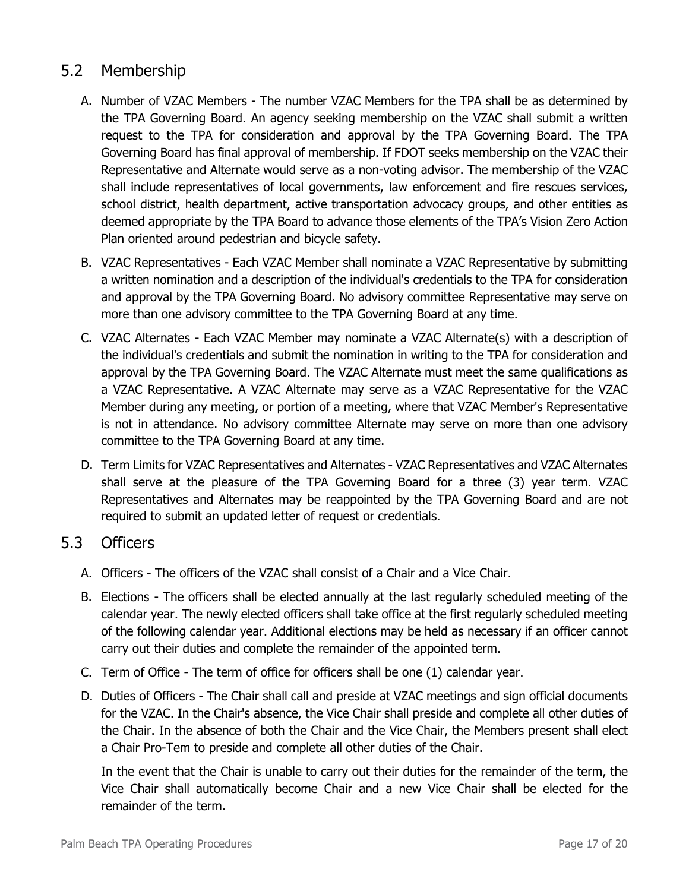## 5.2 Membership

A. Number of VZAC Members - The number VZAC Members for the TPA shall be as determined by the TPA Governing Board. An agency seeking membership on the VZAC shall submit a written request to the TPA for consideration and approval by the TPA Governing Board. The TPA Governing Board has final approval of membership. If FDOT seeks membership on the VZAC their Representative and Alternate would serve as a non-voting advisor. The membership of the VZAC shall include representatives of local governments, law enforcement and fire rescues services, school district, health department, active transportation advocacy groups, and other entities as deemed appropriate by the TPA Board to advance those elements of the TPA's Vision Zero Action Plan oriented around pedestrian and bicycle safety.

B. VZAC Representatives - Each VZAC Member shall nominate a VZAC Representative by submitting a written nomination and a description of the individual's credentials to the TPA for consideration and approval by the TPA Governing Board. No advisory committee Representative may serve on more than one advisory committee to the TPA Governing Board at any time.

C. VZAC Alternates - Each VZAC Member may nominate a VZAC Alternate(s) with a description of the individual's credentials and submit the nomination in writing to the TPA for consideration and approval by the TPA Governing Board. The VZAC Alternate must meet the same qualifications as a VZAC Representative. A VZAC Alternate may serve as a VZAC Representative for the VZAC Member during any meeting, or portion of a meeting, where that VZAC Member's Representative is not in attendance. No advisory committee Alternate may serve on more than one advisory committee to the TPA Governing Board at any time.

D. Term Limits for VZAC Representatives and Alternates - VZAC Representatives and VZAC Alternates shall serve at the pleasure of the TPA Governing Board for a three (3) year term. VZAC Representatives and Alternates may be reappointed by the TPA Governing Board and are not required to submit an updated letter of request or credentials.

## 5.3 Officers

A. Officers - The officers of the VZAC shall consist of a Chair and a Vice Chair.

B. Elections - The officers shall be elected annually at the last regularly scheduled meeting of the calendar year. The newly elected officers shall take office at the first regularly scheduled meeting of the following calendar year. Additional elections may be held as necessary if an officer cannot carry out their duties and complete the remainder of the appointed term.

C. Term of Office - The term of office for officers shall be one (1) calendar year.

D. Duties of Officers - The Chair shall call and preside at VZAC meetings and sign official documents for the VZAC. In the Chair's absence, the Vice Chair shall preside and complete all other duties of the Chair. In the absence of both the Chair and the Vice Chair, the Members present shall elect a Chair Pro-Tem to preside and complete all other duties of the Chair.

   In the event that the Chair is unable to carry out their duties for the remainder of the term, the Vice Chair shall automatically become Chair and a new Vice Chair shall be elected for the remainder of the term.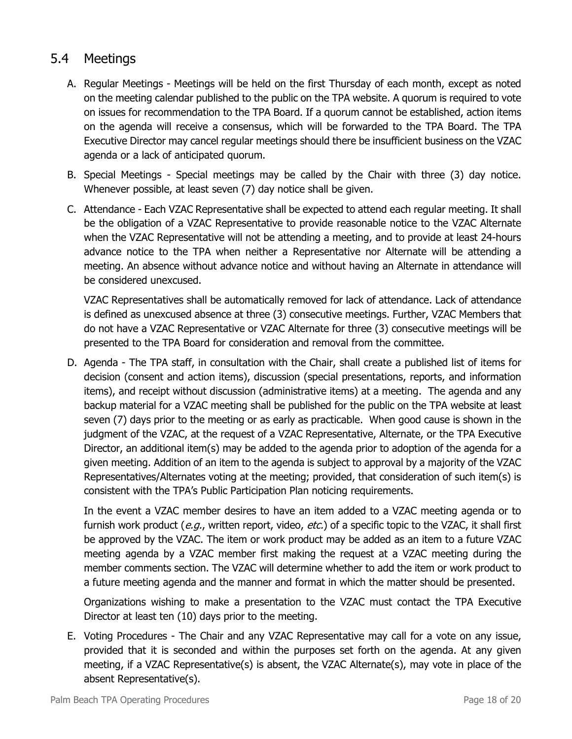## 5.4 Meetings

A. Regular Meetings - Meetings will be held on the first Thursday of each month, except as noted on the meeting calendar published to the public on the TPA website. A quorum is required to vote on issues for recommendation to the TPA Board. If a quorum cannot be established, action items on the agenda will receive a consensus, which will be forwarded to the TPA Board. The TPA Executive Director may cancel regular meetings should there be insufficient business on the VZAC agenda or a lack of anticipated quorum.

B. Special Meetings - Special meetings may be called by the Chair with three (3) day notice. Whenever possible, at least seven (7) day notice shall be given.

C. Attendance - Each VZAC Representative shall be expected to attend each regular meeting. It shall be the obligation of a VZAC Representative to provide reasonable notice to the VZAC Alternate when the VZAC Representative will not be attending a meeting, and to provide at least 24-hours advance notice to the TPA when neither a Representative nor Alternate will be attending a meeting. An absence without advance notice and without having an Alternate in attendance will be considered unexcused.

   VZAC Representatives shall be automatically removed for lack of attendance. Lack of attendance is defined as unexcused absence at three (3) consecutive meetings. Further, VZAC Members that do not have a VZAC Representative or VZAC Alternate for three (3) consecutive meetings will be presented to the TPA Board for consideration and removal from the committee.

D. Agenda - The TPA staff, in consultation with the Chair, shall create a published list of items for decision (consent and action items), discussion (special presentations, reports, and information items), and receipt without discussion (administrative items) at a meeting. The agenda and any backup material for a VZAC meeting shall be published for the public on the TPA website at least seven (7) days prior to the meeting or as early as practicable. When good cause is shown in the judgment of the VZAC, at the request of a VZAC Representative, Alternate, or the TPA Executive Director, an additional item(s) may be added to the agenda prior to adoption of the agenda for a given meeting. Addition of an item to the agenda is subject to approval by a majority of the VZAC Representatives/Alternates voting at the meeting; provided, that consideration of such item(s) is consistent with the TPA's Public Participation Plan noticing requirements.

   In the event a VZAC member desires to have an item added to a VZAC meeting agenda or to furnish work product (*e.g.*, written report, video, *etc.*) of a specific topic to the VZAC, it shall first be approved by the VZAC. The item or work product may be added as an item to a future VZAC meeting agenda by a VZAC member first making the request at a VZAC meeting during the member comments section. The VZAC will determine whether to add the item or work product to a future meeting agenda and the manner and format in which the matter should be presented.

   Organizations wishing to make a presentation to the VZAC must contact the TPA Executive Director at least ten (10) days prior to the meeting.

E. Voting Procedures - The Chair and any VZAC Representative may call for a vote on any issue, provided that it is seconded and within the purposes set forth on the agenda. At any given meeting, if a VZAC Representative(s) is absent, the VZAC Alternate(s), may vote in place of the absent Representative(s).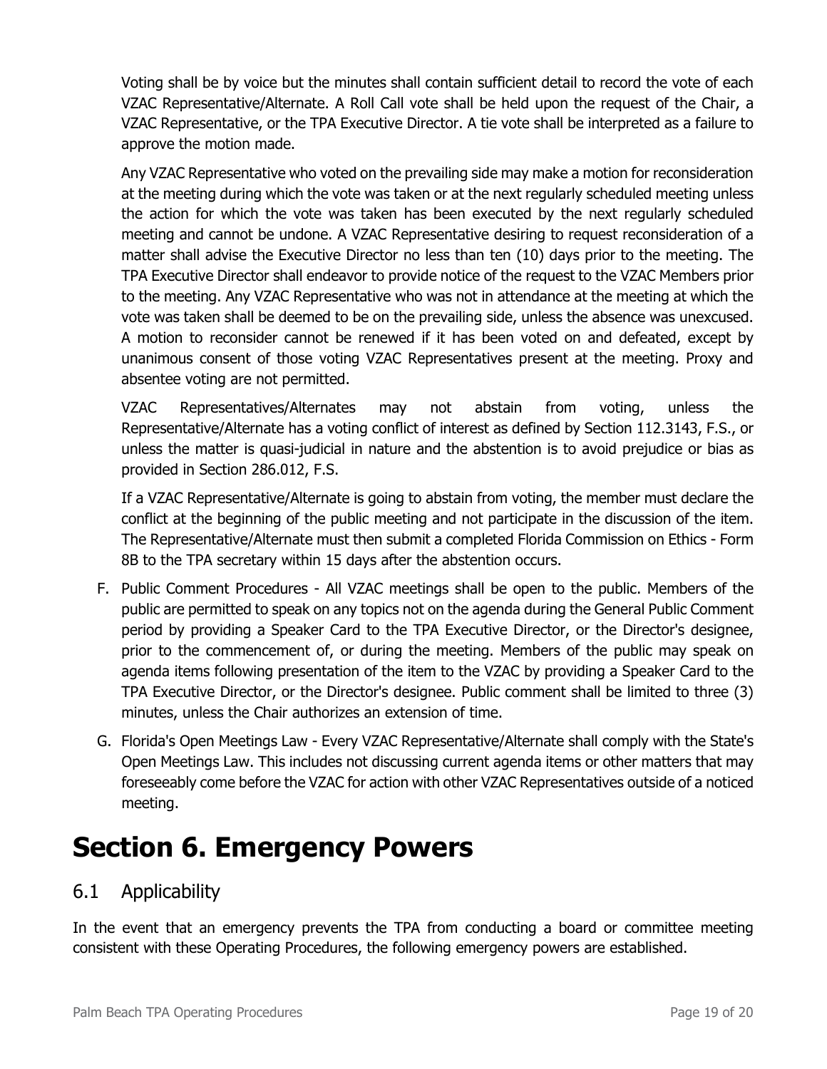Voting shall be by voice but the minutes shall contain sufficient detail to record the vote of each VZAC Representative/Alternate. A Roll Call vote shall be held upon the request of the Chair, a VZAC Representative, or the TPA Executive Director. A tie vote shall be interpreted as a failure to approve the motion made.

Any VZAC Representative who voted on the prevailing side may make a motion for reconsideration at the meeting during which the vote was taken or at the next regularly scheduled meeting unless the action for which the vote was taken has been executed by the next regularly scheduled meeting and cannot be undone. A VZAC Representative desiring to request reconsideration of a matter shall advise the Executive Director no less than ten (10) days prior to the meeting. The TPA Executive Director shall endeavor to provide notice of the request to the VZAC Members prior to the meeting. Any VZAC Representative who was not in attendance at the meeting at which the vote was taken shall be deemed to be on the prevailing side, unless the absence was unexcused. A motion to reconsider cannot be renewed if it has been voted on and defeated, except by unanimous consent of those voting VZAC Representatives present at the meeting. Proxy and absentee voting are not permitted.

VZAC Representatives/Alternates may not abstain from voting, unless the Representative/Alternate has a voting conflict of interest as defined by Section 112.3143, F.S., or unless the matter is quasi-judicial in nature and the abstention is to avoid prejudice or bias as provided in Section 286.012, F.S.

If a VZAC Representative/Alternate is going to abstain from voting, the member must declare the conflict at the beginning of the public meeting and not participate in the discussion of the item. The Representative/Alternate must then submit a completed Florida Commission on Ethics - Form 8B to the TPA secretary within 15 days after the abstention occurs.

F. Public Comment Procedures - All VZAC meetings shall be open to the public. Members of the public are permitted to speak on any topics not on the agenda during the General Public Comment period by providing a Speaker Card to the TPA Executive Director, or the Director's designee, prior to the commencement of, or during the meeting. Members of the public may speak on agenda items following presentation of the item to the VZAC by providing a Speaker Card to the TPA Executive Director, or the Director's designee. Public comment shall be limited to three (3) minutes, unless the Chair authorizes an extension of time.

G. Florida's Open Meetings Law - Every VZAC Representative/Alternate shall comply with the State's Open Meetings Law. This includes not discussing current agenda items or other matters that may foreseeably come before the VZAC for action with other VZAC Representatives outside of a noticed meeting.

# Section 6. Emergency Powers

## 6.1 Applicability

In the event that an emergency prevents the TPA from conducting a board or committee meeting consistent with these Operating Procedures, the following emergency powers are established.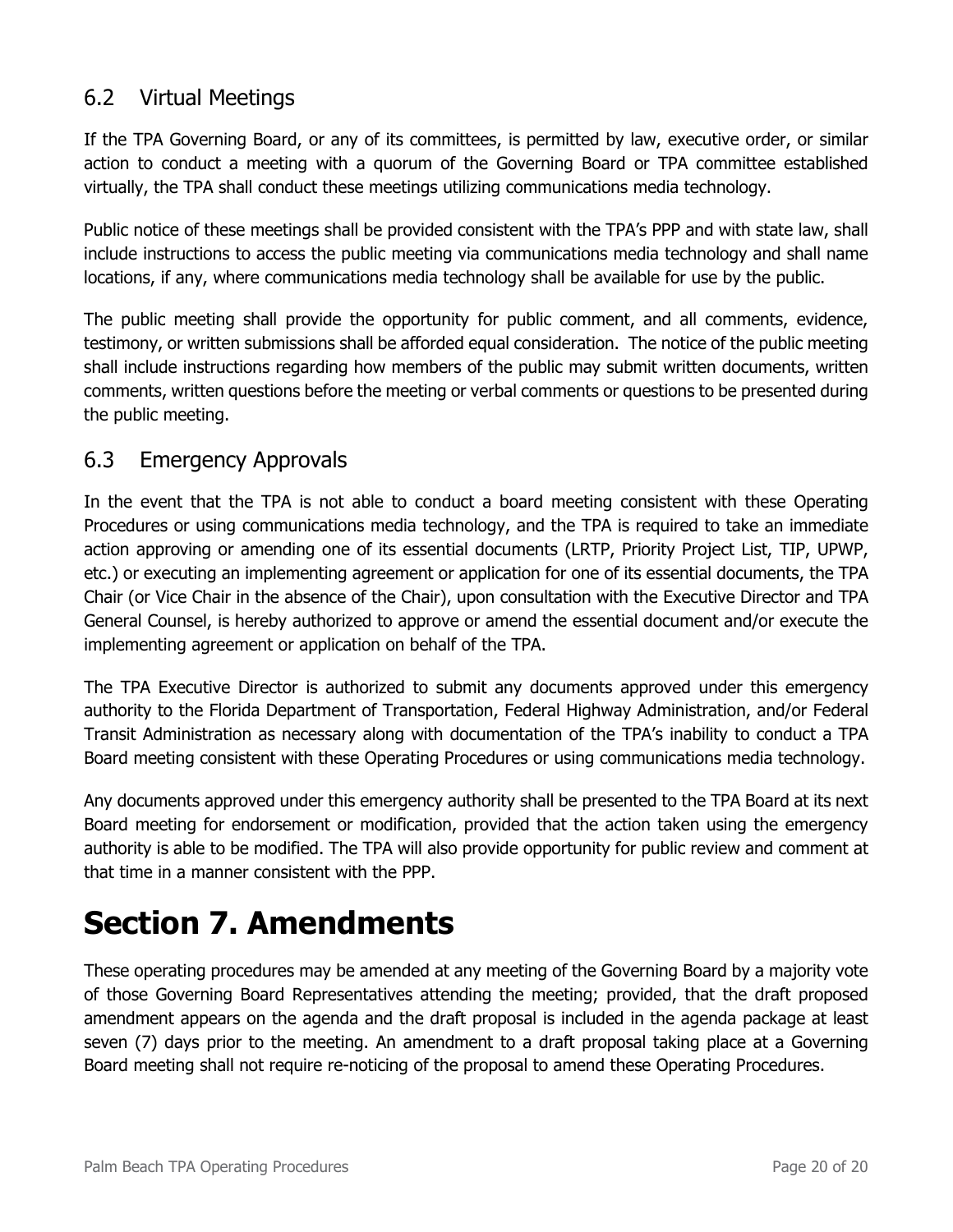## 6.2 Virtual Meetings

If the TPA Governing Board, or any of its committees, is permitted by law, executive order, or similar action to conduct a meeting with a quorum of the Governing Board or TPA committee established virtually, the TPA shall conduct these meetings utilizing communications media technology.

Public notice of these meetings shall be provided consistent with the TPA's PPP and with state law, shall include instructions to access the public meeting via communications media technology and shall name locations, if any, where communications media technology shall be available for use by the public.

The public meeting shall provide the opportunity for public comment, and all comments, evidence, testimony, or written submissions shall be afforded equal consideration. The notice of the public meeting shall include instructions regarding how members of the public may submit written documents, written comments, written questions before the meeting or verbal comments or questions to be presented during the public meeting.

## 6.3 Emergency Approvals

In the event that the TPA is not able to conduct a board meeting consistent with these Operating Procedures or using communications media technology, and the TPA is required to take an immediate action approving or amending one of its essential documents (LRTP, Priority Project List, TIP, UPWP, etc.) or executing an implementing agreement or application for one of its essential documents, the TPA Chair (or Vice Chair in the absence of the Chair), upon consultation with the Executive Director and TPA General Counsel, is hereby authorized to approve or amend the essential document and/or execute the implementing agreement or application on behalf of the TPA.

The TPA Executive Director is authorized to submit any documents approved under this emergency authority to the Florida Department of Transportation, Federal Highway Administration, and/or Federal Transit Administration as necessary along with documentation of the TPA's inability to conduct a TPA Board meeting consistent with these Operating Procedures or using communications media technology.

Any documents approved under this emergency authority shall be presented to the TPA Board at its next Board meeting for endorsement or modification, provided that the action taken using the emergency authority is able to be modified. The TPA will also provide opportunity for public review and comment at that time in a manner consistent with the PPP.

# Section 7. Amendments

These operating procedures may be amended at any meeting of the Governing Board by a majority vote of those Governing Board Representatives attending the meeting; provided, that the draft proposed amendment appears on the agenda and the draft proposal is included in the agenda package at least seven (7) days prior to the meeting. An amendment to a draft proposal taking place at a Governing Board meeting shall not require re-noticing of the proposal to amend these Operating Procedures.